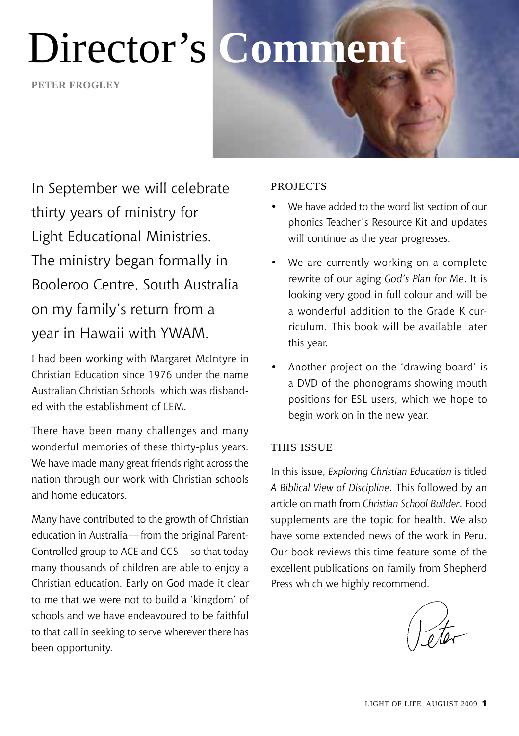# Director's Comment

**PETER FROGLEY**

In September we will celebrate thirty years of ministry for Light Educational Ministries. The ministry began formally in Booleroo Centre, South Australia on my family's return from a year in Hawaii with YWAM.

I had been working with Margaret McIntyre in Christian Education since 1976 under the name Australian Christian Schools, which was disbanded with the establishment of LEM.

There have been many challenges and many wonderful memories of these thirty-plus years. We have made many great friends right across the nation through our work with Christian schools and home educators.

Many have contributed to the growth of Christian education in Australia—from the original Parent-Controlled group to ACE and CCS—so that today many thousands of children are able to enjoy a Christian education. Early on God made it clear to me that we were not to build a 'kingdom' of schools and we have endeavoured to be faithful to that call in seeking to serve wherever there has been opportunity.

## PROJECTS

- We have added to the word list section of our phonics Teacher's Resource Kit and updates will continue as the year progresses.
- We are currently working on a complete rewrite of our aging *God's Plan for Me*. It is looking very good in full colour and will be a wonderful addition to the Grade K curriculum. This book will be available later this year.
- Another project on the 'drawing board' is a DVD of the phonograms showing mouth positions for ESL users, which we hope to begin work on in the new year.

## THIS ISSUE

In this issue, *Exploring Christian Education* is titled *A Biblical View of Discipline*. This followed by an article on math from *Christian School Builder*. Food supplements are the topic for health. We also have some extended news of the work in Peru. Our book reviews this time feature some of the excellent publications on family from Shepherd Press which we highly recommend.

Peter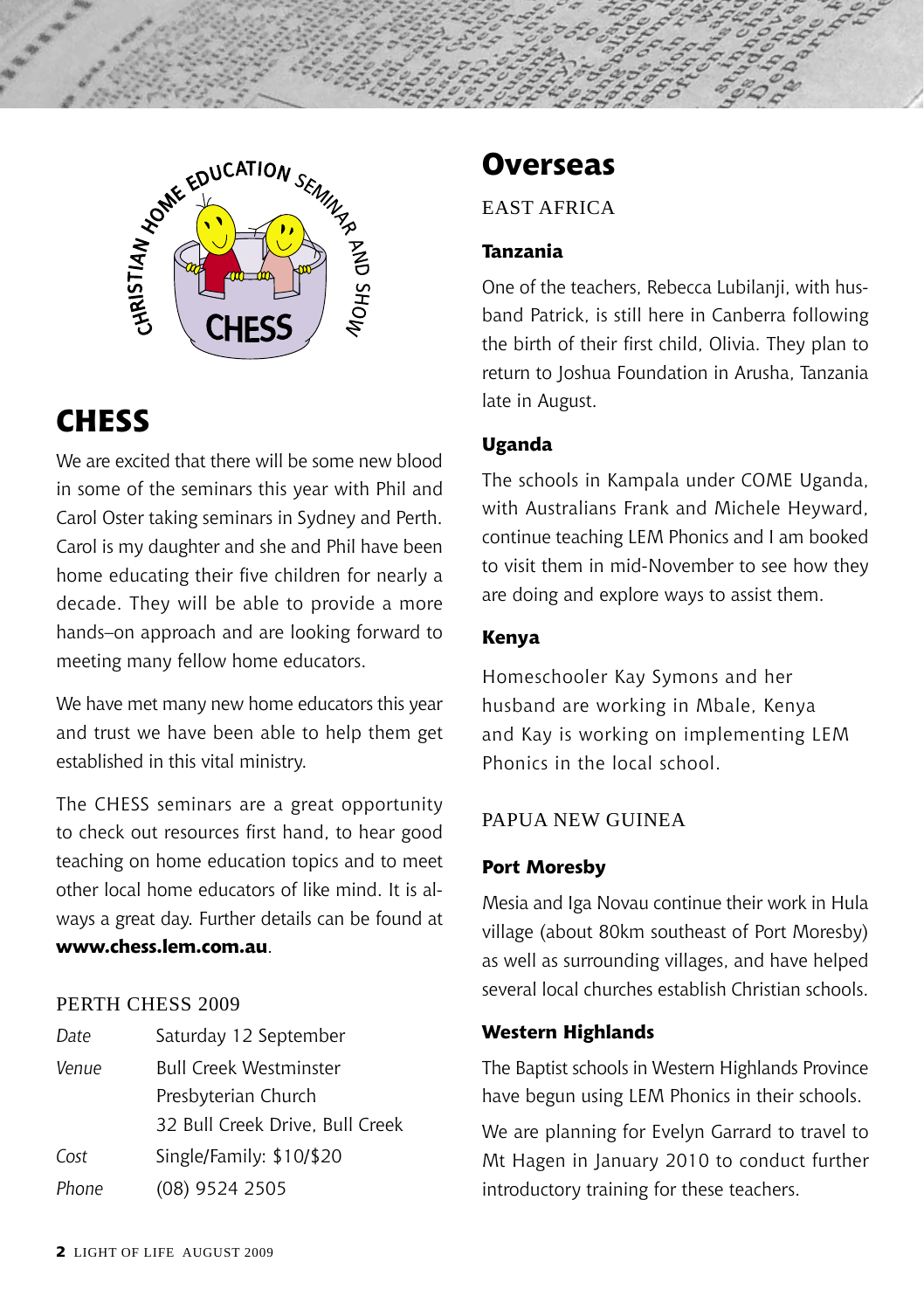## CHESS

We are excited that there will be some new blood in some of the seminars this year with Phil and Carol Oster taking seminars in Sydney and Perth. Carol is my daughter and she and Phil have been home educating their five children for nearly a decade. They will be able to provide a more hands–on approach and are looking forward to meeting many fellow home educators.

We have met many new home educators this year and trust we have been able to help them get established in this vital ministry.

The CHESS seminars are a great opportunity to check out resources first hand, to hear good teaching on home education topics and to meet other local home educators of like mind. It is always a great day. Further details can be found at **www.chess.lem.com.au**.

### PERTH CHESS 2009

| | |
|---|---|
| *Date* | Saturday 12 September |
| *Venue* | Bull Creek Westminster Presbyterian Church, 32 Bull Creek Drive, Bull Creek |
| *Cost* | Single/Family: $10/$20 |
| *Phone* | (08) 9524 2505 |

## Overseas

### EAST AFRICA

#### Tanzania

One of the teachers, Rebecca Lubilanji, with husband Patrick, is still here in Canberra following the birth of their first child, Olivia. They plan to return to Joshua Foundation in Arusha, Tanzania late in August.

#### Uganda

The schools in Kampala under COME Uganda, with Australians Frank and Michele Heyward, continue teaching LEM Phonics and I am booked to visit them in mid-November to see how they are doing and explore ways to assist them.

#### Kenya

Homeschooler Kay Symons and her husband are working in Mbale, Kenya and Kay is working on implementing LEM Phonics in the local school.

### PAPUA NEW GUINEA

#### Port Moresby

Mesia and Iga Novau continue their work in Hula village (about 80km southeast of Port Moresby) as well as surrounding villages, and have helped several local churches establish Christian schools.

#### Western Highlands

The Baptist schools in Western Highlands Province have begun using LEM Phonics in their schools.

We are planning for Evelyn Garrard to travel to Mt Hagen in January 2010 to conduct further introductory training for these teachers.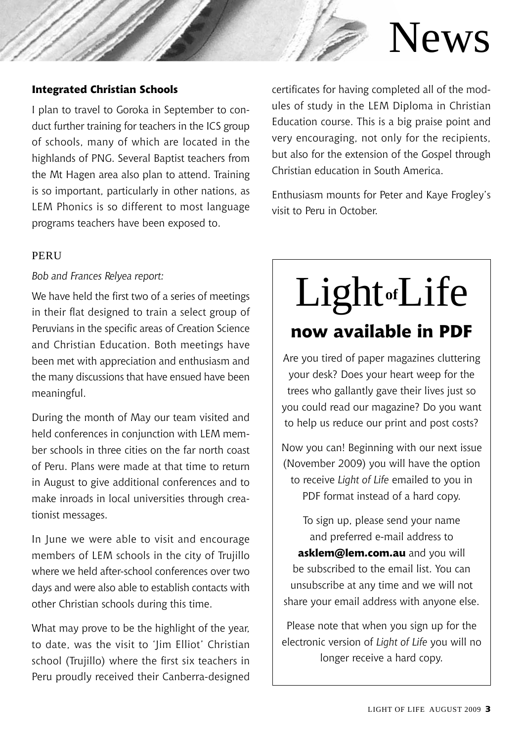# News

### Integrated Christian Schools

I plan to travel to Goroka in September to conduct further training for teachers in the ICS group of schools, many of which are located in the highlands of PNG. Several Baptist teachers from the Mt Hagen area also plan to attend. Training is so important, particularly in other nations, as LEM Phonics is so different to most language programs teachers have been exposed to.

### PERU

*Bob and Frances Relyea report:*

We have held the first two of a series of meetings in their flat designed to train a select group of Peruvians in the specific areas of Creation Science and Christian Education. Both meetings have been met with appreciation and enthusiasm and the many discussions that have ensued have been meaningful.

During the month of May our team visited and held conferences in conjunction with LEM member schools in three cities on the far north coast of Peru. Plans were made at that time to return in August to give additional conferences and to make inroads in local universities through creationist messages.

In June we were able to visit and encourage members of LEM schools in the city of Trujillo where we held after-school conferences over two days and were also able to establish contacts with other Christian schools during this time.

What may prove to be the highlight of the year, to date, was the visit to 'Jim Elliot' Christian school (Trujillo) where the first six teachers in Peru proudly received their Canberra-designed certificates for having completed all of the modules of study in the LEM Diploma in Christian Education course. This is a big praise point and very encouraging, not only for the recipients, but also for the extension of the Gospel through Christian education in South America.

Enthusiasm mounts for Peter and Kaye Frogley's visit to Peru in October.

## Light of Life
## now available in PDF

Are you tired of paper magazines cluttering your desk? Does your heart weep for the trees who gallantly gave their lives just so you could read our magazine? Do you want to help us reduce our print and post costs?

Now you can! Beginning with our next issue (November 2009) you will have the option to receive *Light of Life* emailed to you in PDF format instead of a hard copy.

To sign up, please send your name and preferred e-mail address to **asklem@lem.com.au** and you will be subscribed to the email list. You can unsubscribe at any time and we will not share your email address with anyone else.

Please note that when you sign up for the electronic version of *Light of Life* you will no longer receive a hard copy.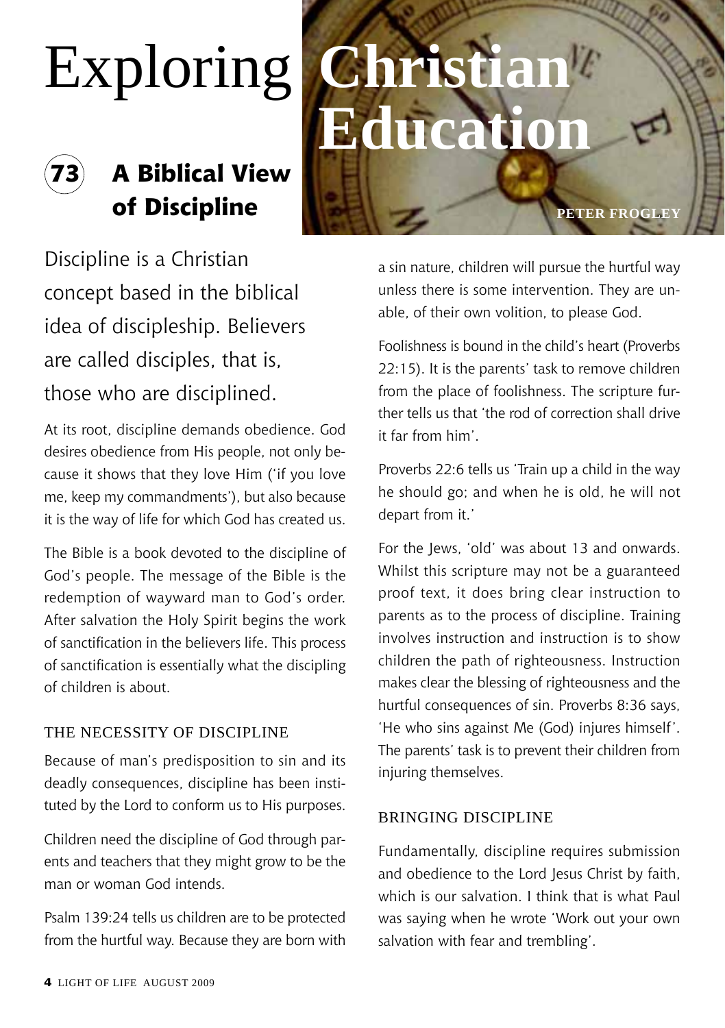# Exploring Christian Education

## 73 A Biblical View of Discipline

**PETER FROGLEY**

Discipline is a Christian concept based in the biblical idea of discipleship. Believers are called disciples, that is, those who are disciplined.

At its root, discipline demands obedience. God desires obedience from His people, not only because it shows that they love Him ('if you love me, keep my commandments'), but also because it is the way of life for which God has created us.

The Bible is a book devoted to the discipline of God's people. The message of the Bible is the redemption of wayward man to God's order. After salvation the Holy Spirit begins the work of sanctification in the believers life. This process of sanctification is essentially what the discipling of children is about.

### THE NECESSITY OF DISCIPLINE

Because of man's predisposition to sin and its deadly consequences, discipline has been instituted by the Lord to conform us to His purposes.

Children need the discipline of God through parents and teachers that they might grow to be the man or woman God intends.

Psalm 139:24 tells us children are to be protected from the hurtful way. Because they are born with a sin nature, children will pursue the hurtful way unless there is some intervention. They are unable, of their own volition, to please God.

Foolishness is bound in the child's heart (Proverbs 22:15). It is the parents' task to remove children from the place of foolishness. The scripture further tells us that 'the rod of correction shall drive it far from him'.

Proverbs 22:6 tells us 'Train up a child in the way he should go; and when he is old, he will not depart from it.'

For the Jews, 'old' was about 13 and onwards. Whilst this scripture may not be a guaranteed proof text, it does bring clear instruction to parents as to the process of discipline. Training involves instruction and instruction is to show children the path of righteousness. Instruction makes clear the blessing of righteousness and the hurtful consequences of sin. Proverbs 8:36 says, 'He who sins against Me (God) injures himself'. The parents' task is to prevent their children from injuring themselves.

### BRINGING DISCIPLINE

Fundamentally, discipline requires submission and obedience to the Lord Jesus Christ by faith, which is our salvation. I think that is what Paul was saying when he wrote 'Work out your own salvation with fear and trembling'.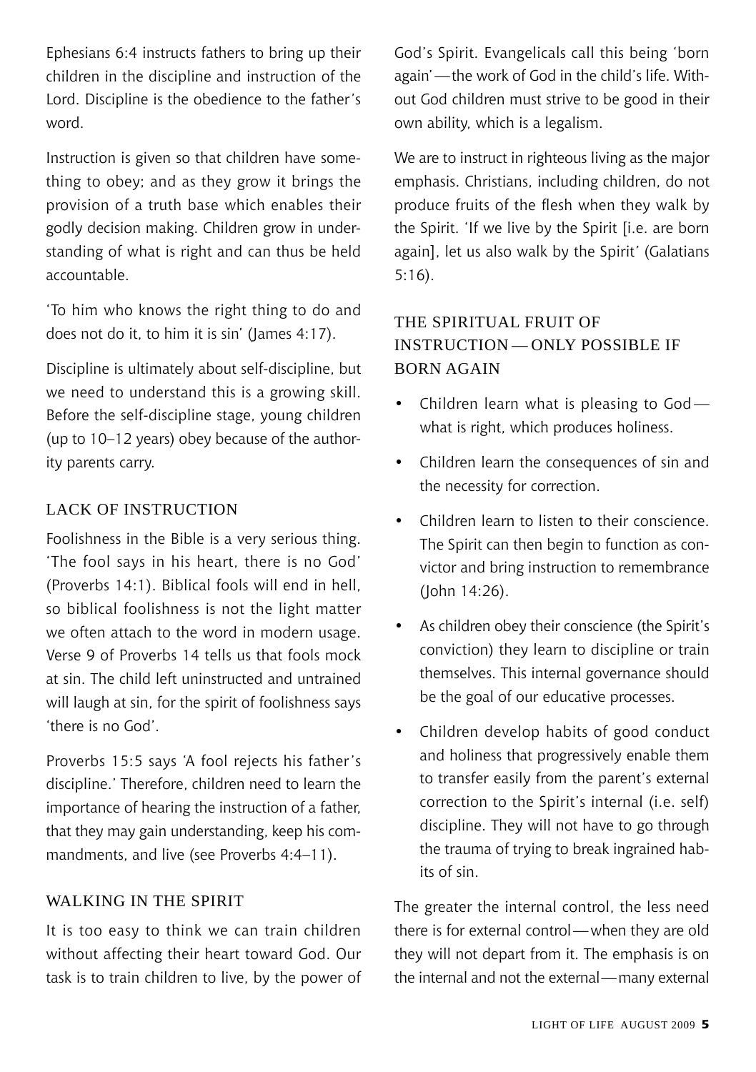Ephesians 6:4 instructs fathers to bring up their children in the discipline and instruction of the Lord. Discipline is the obedience to the father's word.

Instruction is given so that children have something to obey; and as they grow it brings the provision of a truth base which enables their godly decision making. Children grow in understanding of what is right and can thus be held accountable.

'To him who knows the right thing to do and does not do it, to him it is sin' (James 4:17).

Discipline is ultimately about self-discipline, but we need to understand this is a growing skill. Before the self-discipline stage, young children (up to 10–12 years) obey because of the authority parents carry.

## LACK OF INSTRUCTION

Foolishness in the Bible is a very serious thing. 'The fool says in his heart, there is no God' (Proverbs 14:1). Biblical fools will end in hell, so biblical foolishness is not the light matter we often attach to the word in modern usage. Verse 9 of Proverbs 14 tells us that fools mock at sin. The child left uninstructed and untrained will laugh at sin, for the spirit of foolishness says 'there is no God'.

Proverbs 15:5 says 'A fool rejects his father's discipline.' Therefore, children need to learn the importance of hearing the instruction of a father, that they may gain understanding, keep his commandments, and live (see Proverbs 4:4–11).

## WALKING IN THE SPIRIT

It is too easy to think we can train children without affecting their heart toward God. Our task is to train children to live, by the power of God's Spirit. Evangelicals call this being 'born again'—the work of God in the child's life. Without God children must strive to be good in their own ability, which is a legalism.

We are to instruct in righteous living as the major emphasis. Christians, including children, do not produce fruits of the flesh when they walk by the Spirit. 'If we live by the Spirit [i.e. are born again], let us also walk by the Spirit' (Galatians 5:16).

## THE SPIRITUAL FRUIT OF INSTRUCTION—ONLY POSSIBLE IF BORN AGAIN

- Children learn what is pleasing to God—what is right, which produces holiness.
- Children learn the consequences of sin and the necessity for correction.
- Children learn to listen to their conscience. The Spirit can then begin to function as convictor and bring instruction to remembrance (John 14:26).
- As children obey their conscience (the Spirit's conviction) they learn to discipline or train themselves. This internal governance should be the goal of our educative processes.
- Children develop habits of good conduct and holiness that progressively enable them to transfer easily from the parent's external correction to the Spirit's internal (i.e. self) discipline. They will not have to go through the trauma of trying to break ingrained habits of sin.

The greater the internal control, the less need there is for external control—when they are old they will not depart from it. The emphasis is on the internal and not the external—many external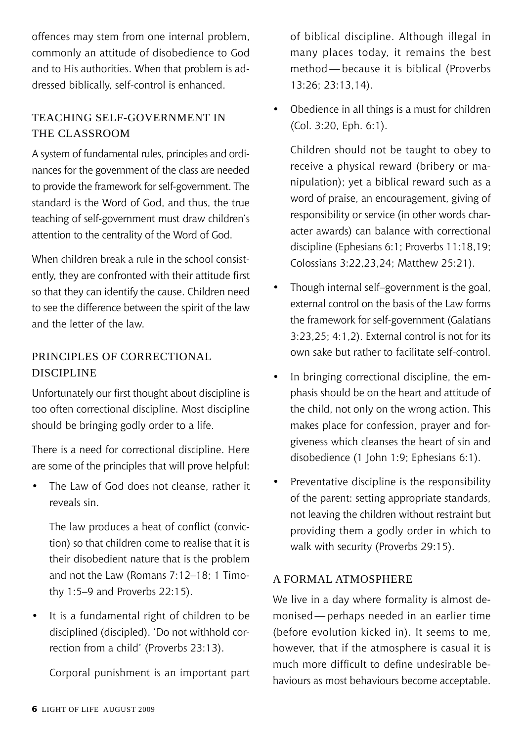offences may stem from one internal problem, commonly an attitude of disobedience to God and to His authorities. When that problem is addressed biblically, self-control is enhanced.

## TEACHING SELF-GOVERNMENT IN THE CLASSROOM

A system of fundamental rules, principles and ordinances for the government of the class are needed to provide the framework for self-government. The standard is the Word of God, and thus, the true teaching of self-government must draw children's attention to the centrality of the Word of God.

When children break a rule in the school consistently, they are confronted with their attitude first so that they can identify the cause. Children need to see the difference between the spirit of the law and the letter of the law.

## PRINCIPLES OF CORRECTIONAL DISCIPLINE

Unfortunately our first thought about discipline is too often correctional discipline. Most discipline should be bringing godly order to a life.

There is a need for correctional discipline. Here are some of the principles that will prove helpful:

- The Law of God does not cleanse, rather it reveals sin.

  The law produces a heat of conflict (conviction) so that children come to realise that it is their disobedient nature that is the problem and not the Law (Romans 7:12–18; 1 Timothy 1:5–9 and Proverbs 22:15).

- It is a fundamental right of children to be disciplined (discipled). 'Do not withhold correction from a child' (Proverbs 23:13).

  Corporal punishment is an important part of biblical discipline. Although illegal in many places today, it remains the best method — because it is biblical (Proverbs 13:26; 23:13,14).

- Obedience in all things is a must for children (Col. 3:20, Eph. 6:1).

  Children should not be taught to obey to receive a physical reward (bribery or manipulation); yet a biblical reward such as a word of praise, an encouragement, giving of responsibility or service (in other words character awards) can balance with correctional discipline (Ephesians 6:1; Proverbs 11:18,19; Colossians 3:22,23,24; Matthew 25:21).

- Though internal self–government is the goal, external control on the basis of the Law forms the framework for self-government (Galatians 3:23,25; 4:1,2). External control is not for its own sake but rather to facilitate self-control.

- In bringing correctional discipline, the emphasis should be on the heart and attitude of the child, not only on the wrong action. This makes place for confession, prayer and forgiveness which cleanses the heart of sin and disobedience (1 John 1:9; Ephesians 6:1).

- Preventative discipline is the responsibility of the parent: setting appropriate standards, not leaving the children without restraint but providing them a godly order in which to walk with security (Proverbs 29:15).

## A FORMAL ATMOSPHERE

We live in a day where formality is almost demonised — perhaps needed in an earlier time (before evolution kicked in). It seems to me, however, that if the atmosphere is casual it is much more difficult to define undesirable behaviours as most behaviours become acceptable.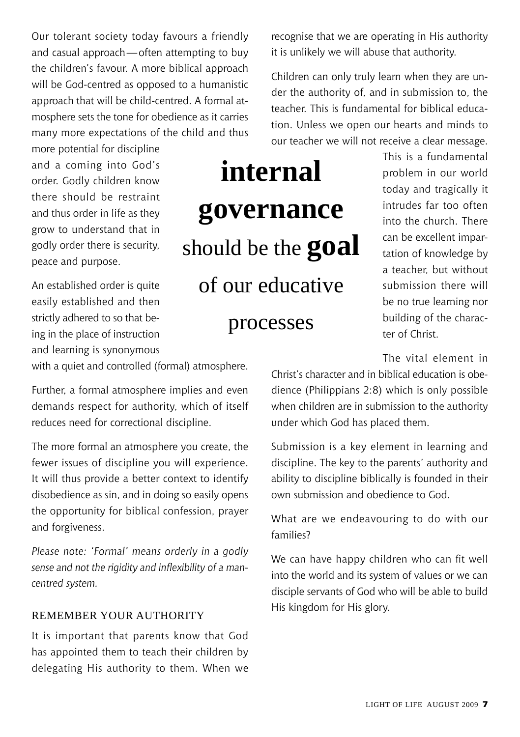Our tolerant society today favours a friendly and casual approach—often attempting to buy the children's favour. A more biblical approach will be God-centred as opposed to a humanistic approach that will be child-centred. A formal atmosphere sets the tone for obedience as it carries many more expectations of the child and thus more potential for discipline and a coming into God's order. Godly children know there should be restraint and thus order in life as they grow to understand that in godly order there is security, peace and purpose.

An established order is quite easily established and then strictly adhered to so that being in the place of instruction and learning is synonymous with a quiet and controlled (formal) atmosphere.

Further, a formal atmosphere implies and even demands respect for authority, which of itself reduces need for correctional discipline.

The more formal an atmosphere you create, the fewer issues of discipline you will experience. It will thus provide a better context to identify disobedience as sin, and in doing so easily opens the opportunity for biblical confession, prayer and forgiveness.

*Please note: 'Formal' means orderly in a godly sense and not the rigidity and inflexibility of a man-centred system.*

## REMEMBER YOUR AUTHORITY

It is important that parents know that God has appointed them to teach their children by delegating His authority to them. When we recognise that we are operating in His authority it is unlikely we will abuse that authority.

Children can only truly learn when they are under the authority of, and in submission to, the teacher. This is fundamental for biblical education. Unless we open our hearts and minds to our teacher we will not receive a clear message. This is a fundamental problem in our world today and tragically it intrudes far too often into the church. There can be excellent impartation of knowledge by a teacher, but without submission there will be no true learning nor building of the character of Christ.

> **internal governance** should be the **goal** of our educative processes

The vital element in Christ's character and in biblical education is obedience (Philippians 2:8) which is only possible when children are in submission to the authority under which God has placed them.

Submission is a key element in learning and discipline. The key to the parents' authority and ability to discipline biblically is founded in their own submission and obedience to God.

What are we endeavouring to do with our families?

We can have happy children who can fit well into the world and its system of values or we can disciple servants of God who will be able to build His kingdom for His glory.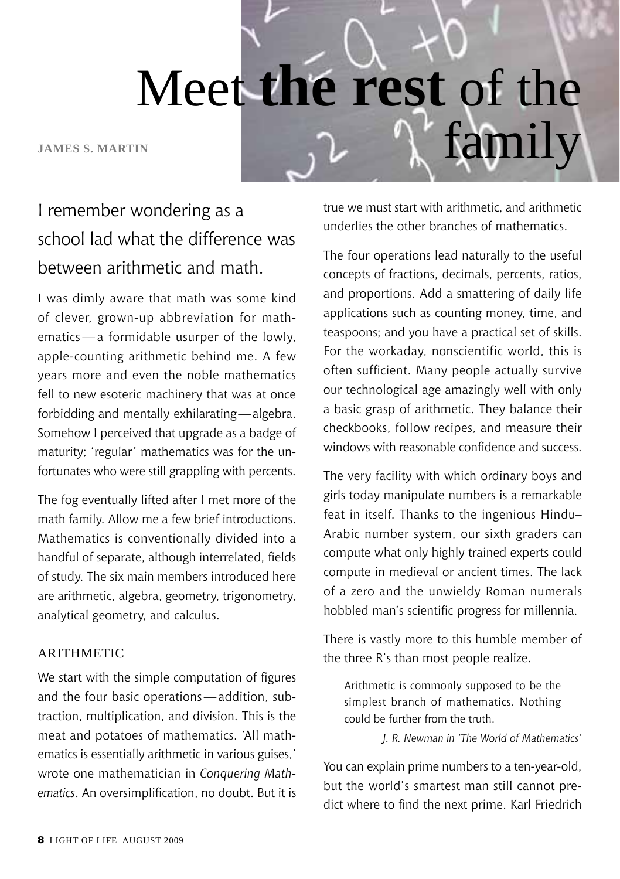# Meet **the rest** of the family

**JAMES S. MARTIN**

## I remember wondering as a school lad what the difference was between arithmetic and math.

I was dimly aware that math was some kind of clever, grown-up abbreviation for mathematics — a formidable usurper of the lowly, apple-counting arithmetic behind me. A few years more and even the noble mathematics fell to new esoteric machinery that was at once forbidding and mentally exhilarating — algebra. Somehow I perceived that upgrade as a badge of maturity; 'regular' mathematics was for the unfortunates who were still grappling with percents.

The fog eventually lifted after I met more of the math family. Allow me a few brief introductions. Mathematics is conventionally divided into a handful of separate, although interrelated, fields of study. The six main members introduced here are arithmetic, algebra, geometry, trigonometry, analytical geometry, and calculus.

### ARITHMETIC

We start with the simple computation of figures and the four basic operations — addition, subtraction, multiplication, and division. This is the meat and potatoes of mathematics. 'All mathematics is essentially arithmetic in various guises,' wrote one mathematician in *Conquering Mathematics*. An oversimplification, no doubt. But it is true we must start with arithmetic, and arithmetic underlies the other branches of mathematics.

The four operations lead naturally to the useful concepts of fractions, decimals, percents, ratios, and proportions. Add a smattering of daily life applications such as counting money, time, and teaspoons; and you have a practical set of skills. For the workaday, nonscientific world, this is often sufficient. Many people actually survive our technological age amazingly well with only a basic grasp of arithmetic. They balance their checkbooks, follow recipes, and measure their windows with reasonable confidence and success.

The very facility with which ordinary boys and girls today manipulate numbers is a remarkable feat in itself. Thanks to the ingenious Hindu–Arabic number system, our sixth graders can compute what only highly trained experts could compute in medieval or ancient times. The lack of a zero and the unwieldy Roman numerals hobbled man's scientific progress for millennia.

There is vastly more to this humble member of the three R's than most people realize.

> Arithmetic is commonly supposed to be the simplest branch of mathematics. Nothing could be further from the truth.
>
> *J. R. Newman in 'The World of Mathematics'*

You can explain prime numbers to a ten-year-old, but the world's smartest man still cannot predict where to find the next prime. Karl Friedrich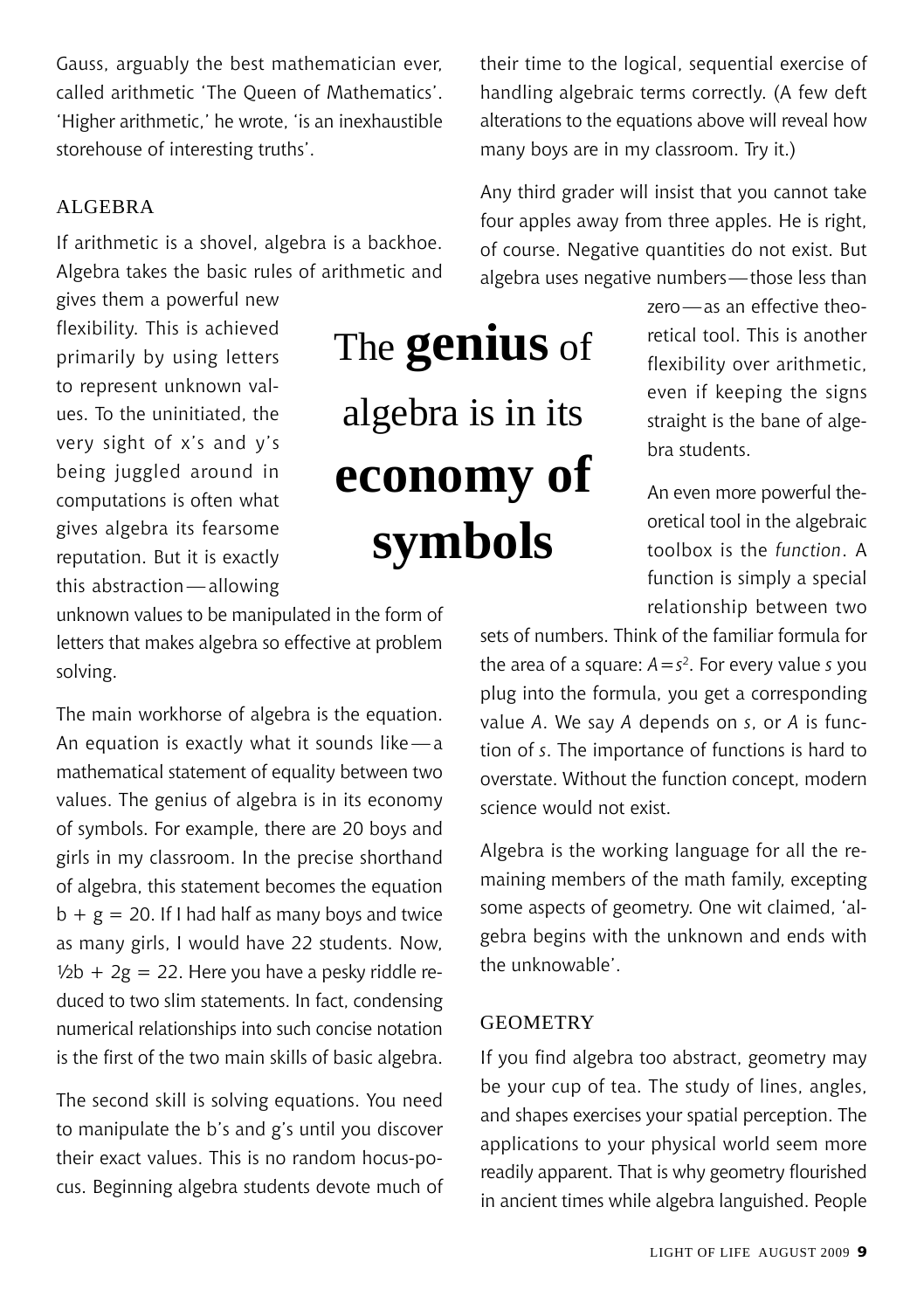Gauss, arguably the best mathematician ever, called arithmetic 'The Queen of Mathematics'. 'Higher arithmetic,' he wrote, 'is an inexhaustible storehouse of interesting truths'.

## ALGEBRA

If arithmetic is a shovel, algebra is a backhoe. Algebra takes the basic rules of arithmetic and gives them a powerful new flexibility. This is achieved primarily by using letters to represent unknown values. To the uninitiated, the very sight of x's and y's being juggled around in computations is often what gives algebra its fearsome reputation. But it is exactly this abstraction—allowing unknown values to be manipulated in the form of letters that makes algebra so effective at problem solving.

> The **genius** of algebra is in its **economy of symbols**

The main workhorse of algebra is the equation. An equation is exactly what it sounds like—a mathematical statement of equality between two values. The genius of algebra is in its economy of symbols. For example, there are 20 boys and girls in my classroom. In the precise shorthand of algebra, this statement becomes the equation $b + g = 20$. If I had half as many boys and twice as many girls, I would have 22 students. Now, $\frac{1}{2}b + 2g = 22$. Here you have a pesky riddle reduced to two slim statements. In fact, condensing numerical relationships into such concise notation is the first of the two main skills of basic algebra.

The second skill is solving equations. You need to manipulate the b's and g's until you discover their exact values. This is no random hocus-pocus. Beginning algebra students devote much of their time to the logical, sequential exercise of handling algebraic terms correctly. (A few deft alterations to the equations above will reveal how many boys are in my classroom. Try it.)

Any third grader will insist that you cannot take four apples away from three apples. He is right, of course. Negative quantities do not exist. But algebra uses negative numbers—those less than zero—as an effective theoretical tool. This is another flexibility over arithmetic, even if keeping the signs straight is the bane of algebra students.

An even more powerful theoretical tool in the algebraic toolbox is the *function*. A function is simply a special relationship between two sets of numbers. Think of the familiar formula for the area of a square: $A = s^2$. For every value $s$ you plug into the formula, you get a corresponding value $A$. We say $A$ depends on $s$, or $A$ is function of $s$. The importance of functions is hard to overstate. Without the function concept, modern science would not exist.

Algebra is the working language for all the remaining members of the math family, excepting some aspects of geometry. One wit claimed, 'algebra begins with the unknown and ends with the unknowable'.

## GEOMETRY

If you find algebra too abstract, geometry may be your cup of tea. The study of lines, angles, and shapes exercises your spatial perception. The applications to your physical world seem more readily apparent. That is why geometry flourished in ancient times while algebra languished. People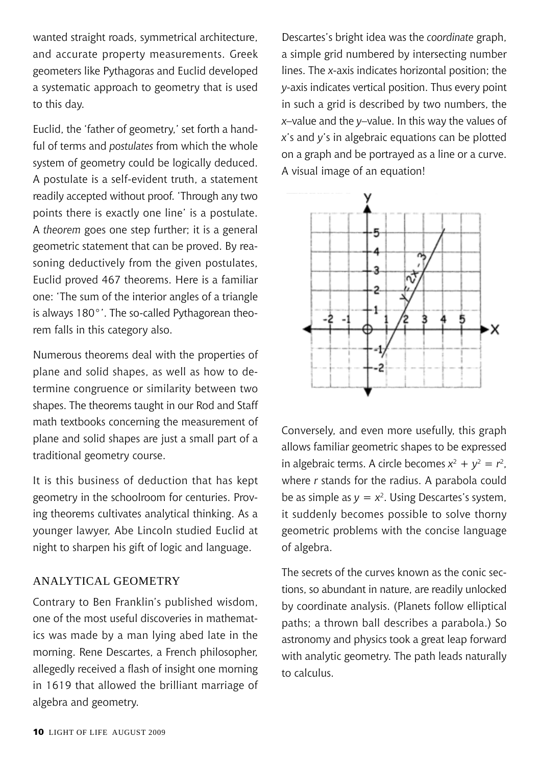wanted straight roads, symmetrical architecture, and accurate property measurements. Greek geometers like Pythagoras and Euclid developed a systematic approach to geometry that is used to this day.

Euclid, the 'father of geometry,' set forth a handful of terms and *postulates* from which the whole system of geometry could be logically deduced. A postulate is a self-evident truth, a statement readily accepted without proof. 'Through any two points there is exactly one line' is a postulate. A *theorem* goes one step further; it is a general geometric statement that can be proved. By reasoning deductively from the given postulates, Euclid proved 467 theorems. Here is a familiar one: 'The sum of the interior angles of a triangle is always 180°'. The so-called Pythagorean theorem falls in this category also.

Numerous theorems deal with the properties of plane and solid shapes, as well as how to determine congruence or similarity between two shapes. The theorems taught in our Rod and Staff math textbooks concerning the measurement of plane and solid shapes are just a small part of a traditional geometry course.

It is this business of deduction that has kept geometry in the schoolroom for centuries. Proving theorems cultivates analytical thinking. As a younger lawyer, Abe Lincoln studied Euclid at night to sharpen his gift of logic and language.

## ANALYTICAL GEOMETRY

Contrary to Ben Franklin's published wisdom, one of the most useful discoveries in mathematics was made by a man lying abed late in the morning. Rene Descartes, a French philosopher, allegedly received a flash of insight one morning in 1619 that allowed the brilliant marriage of algebra and geometry.

Descartes's bright idea was the *coordinate* graph, a simple grid numbered by intersecting number lines. The *x*-axis indicates horizontal position; the *y*-axis indicates vertical position. Thus every point in such a grid is described by two numbers, the *x*–value and the *y*–value. In this way the values of *x*'s and *y*'s in algebraic equations can be plotted on a graph and be portrayed as a line or a curve. A visual image of an equation!

Conversely, and even more usefully, this graph allows familiar geometric shapes to be expressed in algebraic terms. A circle becomes $x^2 + y^2 = r^2$, where $r$ stands for the radius. A parabola could be as simple as $y = x^2$. Using Descartes's system, it suddenly becomes possible to solve thorny geometric problems with the concise language of algebra.

The secrets of the curves known as the conic sections, so abundant in nature, are readily unlocked by coordinate analysis. (Planets follow elliptical paths; a thrown ball describes a parabola.) So astronomy and physics took a great leap forward with analytic geometry. The path leads naturally to calculus.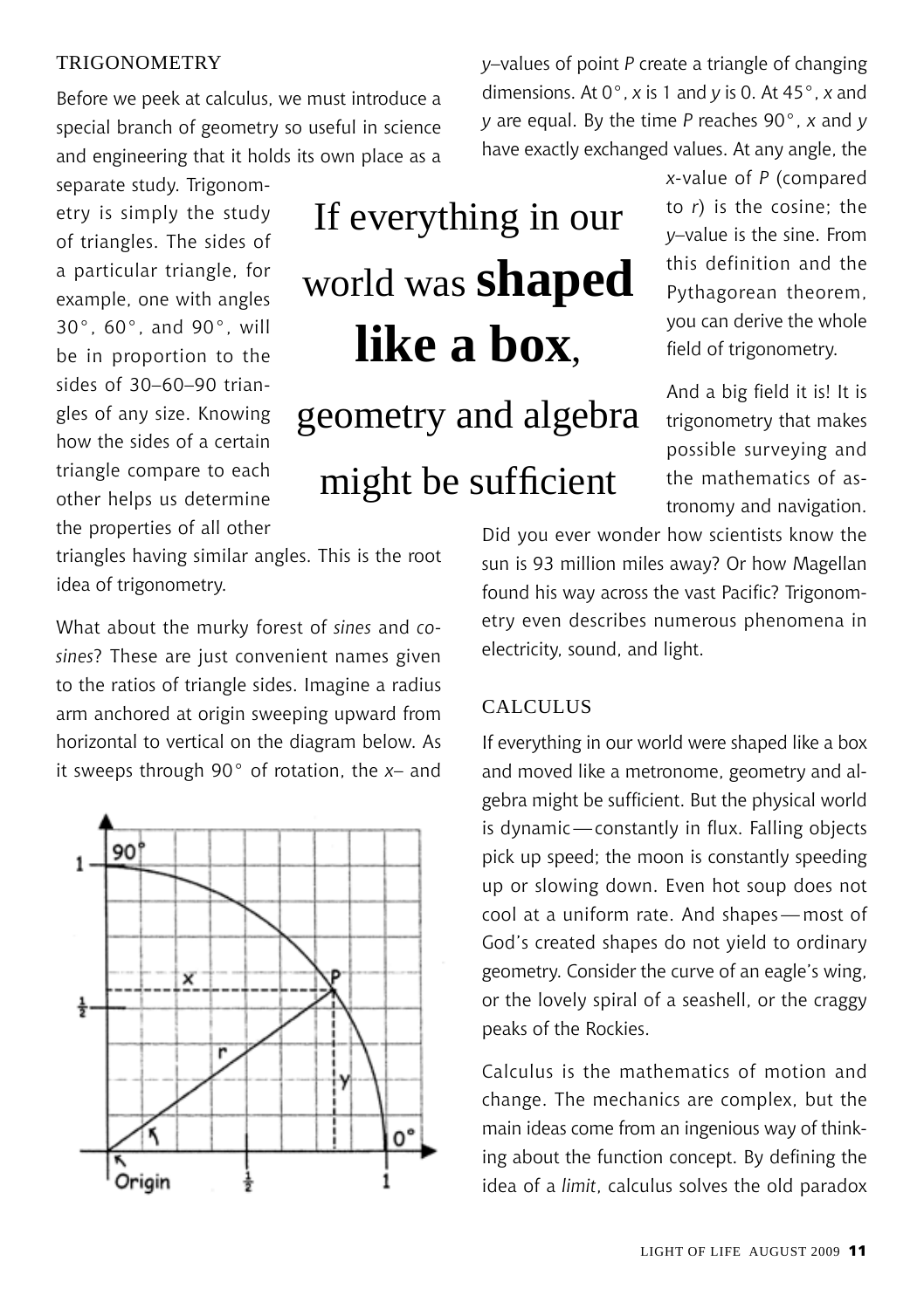## TRIGONOMETRY

Before we peek at calculus, we must introduce a special branch of geometry so useful in science and engineering that it holds its own place as a separate study. Trigonometry is simply the study of triangles. The sides of a particular triangle, for example, one with angles 30°, 60°, and 90°, will be in proportion to the sides of 30–60–90 triangles of any size. Knowing how the sides of a certain triangle compare to each other helps us determine the properties of all other triangles having similar angles. This is the root idea of trigonometry.

> If everything in our world was **shaped like a box**, geometry and algebra might be sufficient

What about the murky forest of *sines* and *cosines*? These are just convenient names given to the ratios of triangle sides. Imagine a radius arm anchored at origin sweeping upward from horizontal to vertical on the diagram below. As it sweeps through 90° of rotation, the *x*– and *y*–values of point *P* create a triangle of changing dimensions. At 0°, *x* is 1 and *y* is 0. At 45°, *x* and *y* are equal. By the time *P* reaches 90°, *x* and *y* have exactly exchanged values. At any angle, the *x*-value of *P* (compared to *r*) is the cosine; the *y*–value is the sine. From this definition and the Pythagorean theorem, you can derive the whole field of trigonometry.

And a big field it is! It is trigonometry that makes possible surveying and the mathematics of astronomy and navigation. Did you ever wonder how scientists know the sun is 93 million miles away? Or how Magellan found his way across the vast Pacific? Trigonometry even describes numerous phenomena in electricity, sound, and light.

## CALCULUS

If everything in our world were shaped like a box and moved like a metronome, geometry and algebra might be sufficient. But the physical world is dynamic—constantly in flux. Falling objects pick up speed; the moon is constantly speeding up or slowing down. Even hot soup does not cool at a uniform rate. And shapes—most of God's created shapes do not yield to ordinary geometry. Consider the curve of an eagle's wing, or the lovely spiral of a seashell, or the craggy peaks of the Rockies.

Calculus is the mathematics of motion and change. The mechanics are complex, but the main ideas come from an ingenious way of thinking about the function concept. By defining the idea of a *limit*, calculus solves the old paradox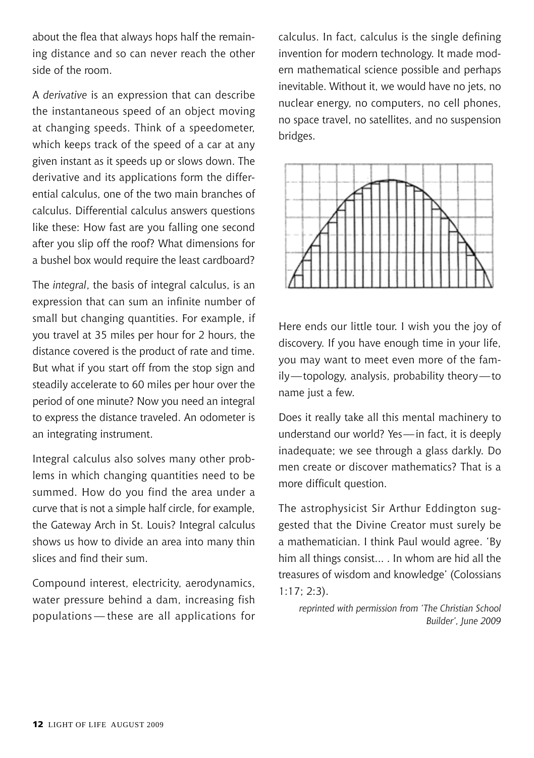about the flea that always hops half the remaining distance and so can never reach the other side of the room.

A *derivative* is an expression that can describe the instantaneous speed of an object moving at changing speeds. Think of a speedometer, which keeps track of the speed of a car at any given instant as it speeds up or slows down. The derivative and its applications form the differential calculus, one of the two main branches of calculus. Differential calculus answers questions like these: How fast are you falling one second after you slip off the roof? What dimensions for a bushel box would require the least cardboard?

The *integral*, the basis of integral calculus, is an expression that can sum an infinite number of small but changing quantities. For example, if you travel at 35 miles per hour for 2 hours, the distance covered is the product of rate and time. But what if you start off from the stop sign and steadily accelerate to 60 miles per hour over the period of one minute? Now you need an integral to express the distance traveled. An odometer is an integrating instrument.

Integral calculus also solves many other problems in which changing quantities need to be summed. How do you find the area under a curve that is not a simple half circle, for example, the Gateway Arch in St. Louis? Integral calculus shows us how to divide an area into many thin slices and find their sum.

Compound interest, electricity, aerodynamics, water pressure behind a dam, increasing fish populations — these are all applications for calculus. In fact, calculus is the single defining invention for modern technology. It made modern mathematical science possible and perhaps inevitable. Without it, we would have no jets, no nuclear energy, no computers, no cell phones, no space travel, no satellites, and no suspension bridges.

Here ends our little tour. I wish you the joy of discovery. If you have enough time in your life, you may want to meet even more of the family — topology, analysis, probability theory — to name just a few.

Does it really take all this mental machinery to understand our world? Yes — in fact, it is deeply inadequate; we see through a glass darkly. Do men create or discover mathematics? That is a more difficult question.

The astrophysicist Sir Arthur Eddington suggested that the Divine Creator must surely be a mathematician. I think Paul would agree. 'By him all things consist... . In whom are hid all the treasures of wisdom and knowledge' (Colossians 1:17; 2:3).

*reprinted with permission from 'The Christian School Builder', June 2009*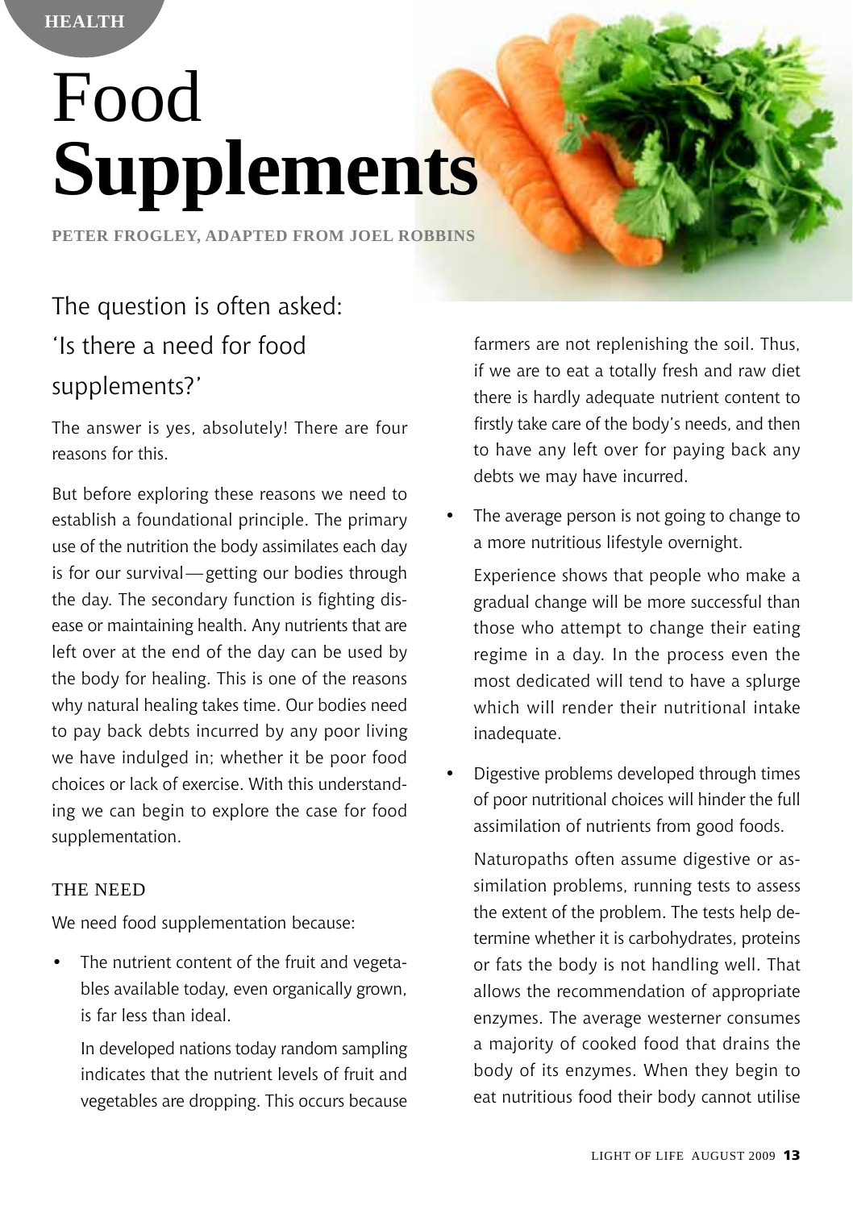HEALTH

# Food **Supplements**

PETER FROGLEY, ADAPTED FROM JOEL ROBBINS

## The question is often asked: 'Is there a need for food supplements?'

The answer is yes, absolutely! There are four reasons for this.

But before exploring these reasons we need to establish a foundational principle. The primary use of the nutrition the body assimilates each day is for our survival—getting our bodies through the day. The secondary function is fighting disease or maintaining health. Any nutrients that are left over at the end of the day can be used by the body for healing. This is one of the reasons why natural healing takes time. Our bodies need to pay back debts incurred by any poor living we have indulged in; whether it be poor food choices or lack of exercise. With this understanding we can begin to explore the case for food supplementation.

### THE NEED

We need food supplementation because:

- The nutrient content of the fruit and vegetables available today, even organically grown, is far less than ideal.

  In developed nations today random sampling indicates that the nutrient levels of fruit and vegetables are dropping. This occurs because farmers are not replenishing the soil. Thus, if we are to eat a totally fresh and raw diet there is hardly adequate nutrient content to firstly take care of the body's needs, and then to have any left over for paying back any debts we may have incurred.

- The average person is not going to change to a more nutritious lifestyle overnight.

  Experience shows that people who make a gradual change will be more successful than those who attempt to change their eating regime in a day. In the process even the most dedicated will tend to have a splurge which will render their nutritional intake inadequate.

- Digestive problems developed through times of poor nutritional choices will hinder the full assimilation of nutrients from good foods.

  Naturopaths often assume digestive or assimilation problems, running tests to assess the extent of the problem. The tests help determine whether it is carbohydrates, proteins or fats the body is not handling well. That allows the recommendation of appropriate enzymes. The average westerner consumes a majority of cooked food that drains the body of its enzymes. When they begin to eat nutritious food their body cannot utilise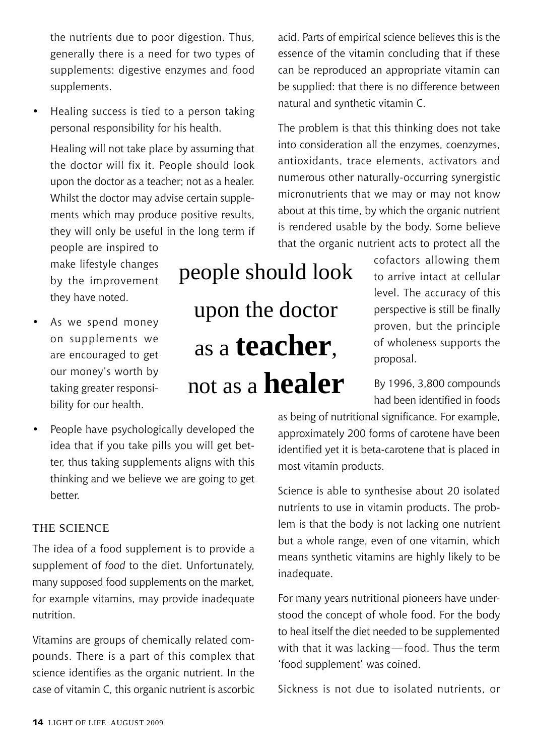the nutrients due to poor digestion. Thus, generally there is a need for two types of supplements: digestive enzymes and food supplements.

- Healing success is tied to a person taking personal responsibility for his health.

  Healing will not take place by assuming that the doctor will fix it. People should look upon the doctor as a teacher; not as a healer. Whilst the doctor may advise certain supplements which may produce positive results, they will only be useful in the long term if people are inspired to make lifestyle changes by the improvement they have noted.

- As we spend money on supplements we are encouraged to get our money's worth by taking greater responsibility for our health.

- People have psychologically developed the idea that if you take pills you will get better, thus taking supplements aligns with this thinking and we believe we are going to get better.

> people should look upon the doctor as a **teacher**, not as a **healer**

## THE SCIENCE

The idea of a food supplement is to provide a supplement of *food* to the diet. Unfortunately, many supposed food supplements on the market, for example vitamins, may provide inadequate nutrition.

Vitamins are groups of chemically related compounds. There is a part of this complex that science identifies as the organic nutrient. In the case of vitamin C, this organic nutrient is ascorbic acid. Parts of empirical science believes this is the essence of the vitamin concluding that if these can be reproduced an appropriate vitamin can be supplied: that there is no difference between natural and synthetic vitamin C.

The problem is that this thinking does not take into consideration all the enzymes, coenzymes, antioxidants, trace elements, activators and numerous other naturally-occurring synergistic micronutrients that we may or may not know about at this time, by which the organic nutrient is rendered usable by the body. Some believe that the organic nutrient acts to protect all the cofactors allowing them to arrive intact at cellular level. The accuracy of this perspective is still be finally proven, but the principle of wholeness supports the proposal.

By 1996, 3,800 compounds had been identified in foods as being of nutritional significance. For example, approximately 200 forms of carotene have been identified yet it is beta-carotene that is placed in most vitamin products.

Science is able to synthesise about 20 isolated nutrients to use in vitamin products. The problem is that the body is not lacking one nutrient but a whole range, even of one vitamin, which means synthetic vitamins are highly likely to be inadequate.

For many years nutritional pioneers have understood the concept of whole food. For the body to heal itself the diet needed to be supplemented with that it was lacking — food. Thus the term 'food supplement' was coined.

Sickness is not due to isolated nutrients, or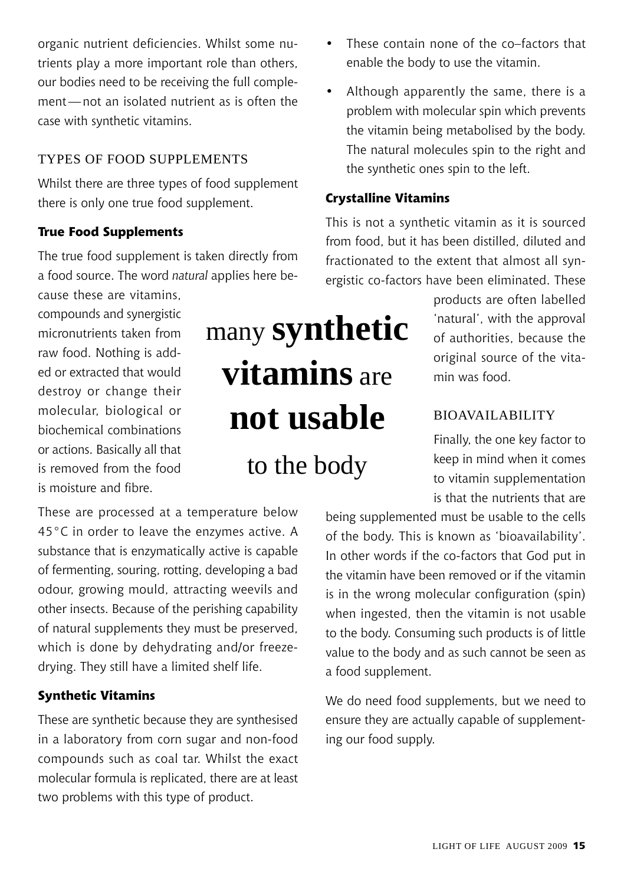organic nutrient deficiencies. Whilst some nutrients play a more important role than others, our bodies need to be receiving the full complement — not an isolated nutrient as is often the case with synthetic vitamins.

## TYPES OF FOOD SUPPLEMENTS

Whilst there are three types of food supplement there is only one true food supplement.

### True Food Supplements

The true food supplement is taken directly from a food source. The word *natural* applies here because these are vitamins, compounds and synergistic micronutrients taken from raw food. Nothing is added or extracted that would destroy or change their molecular, biological or biochemical combinations or actions. Basically all that is removed from the food is moisture and fibre.

> many **synthetic vitamins** are **not usable** to the body

These are processed at a temperature below 45°C in order to leave the enzymes active. A substance that is enzymatically active is capable of fermenting, souring, rotting, developing a bad odour, growing mould, attracting weevils and other insects. Because of the perishing capability of natural supplements they must be preserved, which is done by dehydrating and/or freeze-drying. They still have a limited shelf life.

### Synthetic Vitamins

These are synthetic because they are synthesised in a laboratory from corn sugar and non-food compounds such as coal tar. Whilst the exact molecular formula is replicated, there are at least two problems with this type of product.

- These contain none of the co–factors that enable the body to use the vitamin.
- Although apparently the same, there is a problem with molecular spin which prevents the vitamin being metabolised by the body. The natural molecules spin to the right and the synthetic ones spin to the left.

### Crystalline Vitamins

This is not a synthetic vitamin as it is sourced from food, but it has been distilled, diluted and fractionated to the extent that almost all synergistic co-factors have been eliminated. These products are often labelled 'natural', with the approval of authorities, because the original source of the vitamin was food.

## BIOAVAILABILITY

Finally, the one key factor to keep in mind when it comes to vitamin supplementation is that the nutrients that are being supplemented must be usable to the cells of the body. This is known as 'bioavailability'. In other words if the co-factors that God put in the vitamin have been removed or if the vitamin is in the wrong molecular configuration (spin) when ingested, then the vitamin is not usable to the body. Consuming such products is of little value to the body and as such cannot be seen as a food supplement.

We do need food supplements, but we need to ensure they are actually capable of supplementing our food supply.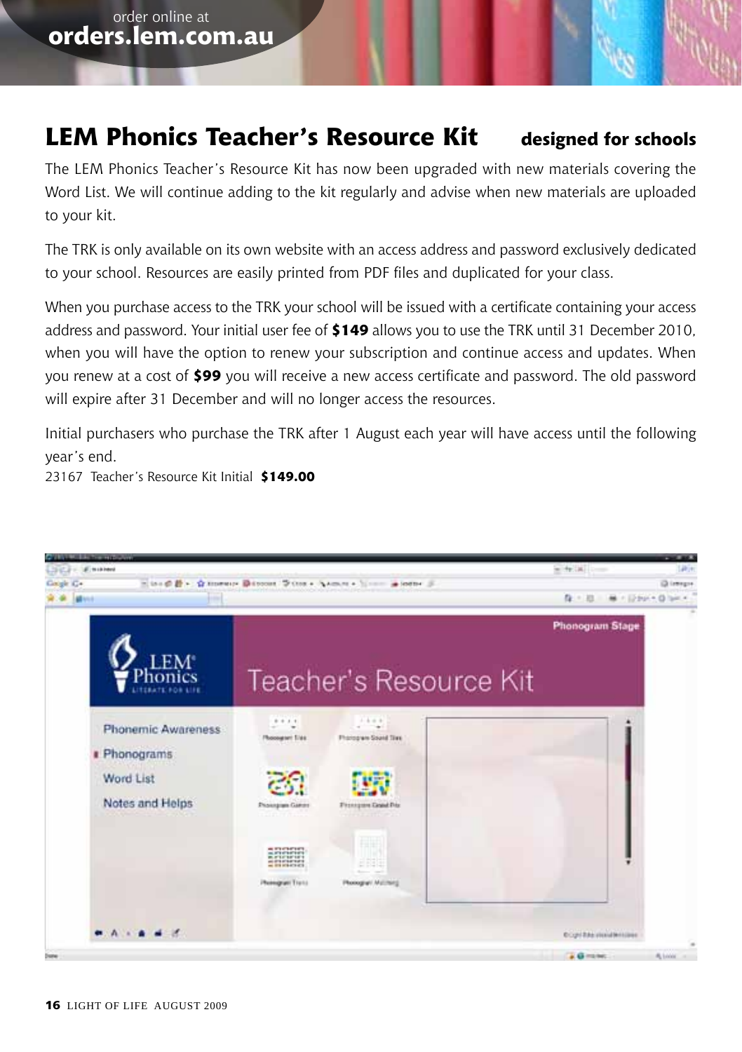order online at
**orders.lem.com.au**

## LEM Phonics Teacher's Resource Kit **designed for schools**

The LEM Phonics Teacher's Resource Kit has now been upgraded with new materials covering the Word List. We will continue adding to the kit regularly and advise when new materials are uploaded to your kit.

The TRK is only available on its own website with an access address and password exclusively dedicated to your school. Resources are easily printed from PDF files and duplicated for your class.

When you purchase access to the TRK your school will be issued with a certificate containing your access address and password. Your initial user fee of **$149** allows you to use the TRK until 31 December 2010, when you will have the option to renew your subscription and continue access and updates. When you renew at a cost of **$99** you will receive a new access certificate and password. The old password will expire after 31 December and will no longer access the resources.

Initial purchasers who purchase the TRK after 1 August each year will have access until the following year's end.

23167 Teacher's Resource Kit Initial **$149.00**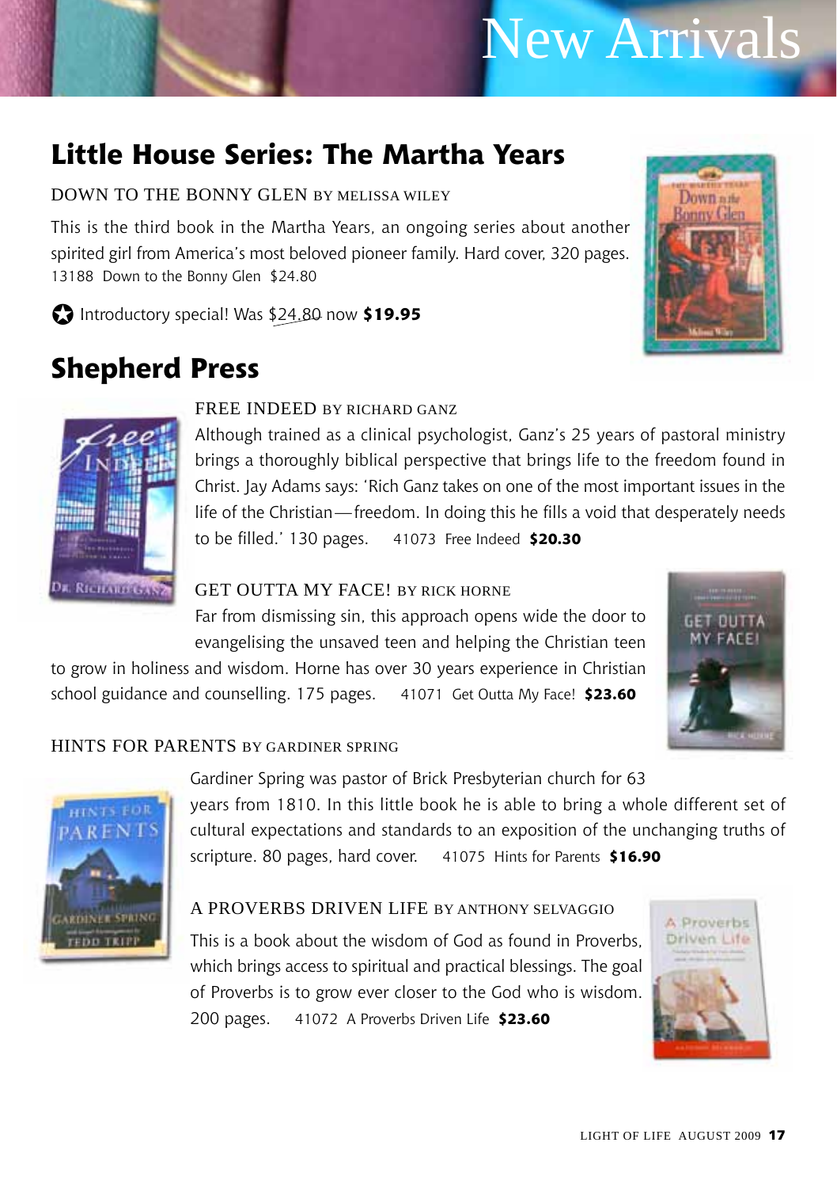# New Arrivals

## Little House Series: The Martha Years

DOWN TO THE BONNY GLEN BY MELISSA WILEY

This is the third book in the Martha Years, an ongoing series about another spirited girl from America's most beloved pioneer family. Hard cover, 320 pages.
13188 Down to the Bonny Glen $24.80

✪ Introductory special! Was ~~$24.80~~ now **$19.95**

## Shepherd Press

FREE INDEED BY RICHARD GANZ

Although trained as a clinical psychologist, Ganz's 25 years of pastoral ministry brings a thoroughly biblical perspective that brings life to the freedom found in Christ. Jay Adams says: 'Rich Ganz takes on one of the most important issues in the life of the Christian—freedom. In doing this he fills a void that desperately needs to be filled.' 130 pages. 41073 Free Indeed **$20.30**

GET OUTTA MY FACE! BY RICK HORNE

Far from dismissing sin, this approach opens wide the door to evangelising the unsaved teen and helping the Christian teen to grow in holiness and wisdom. Horne has over 30 years experience in Christian school guidance and counselling. 175 pages. 41071 Get Outta My Face! **$23.60**

HINTS FOR PARENTS BY GARDINER SPRING

Gardiner Spring was pastor of Brick Presbyterian church for 63 years from 1810. In this little book he is able to bring a whole different set of cultural expectations and standards to an exposition of the unchanging truths of scripture. 80 pages, hard cover. 41075 Hints for Parents **$16.90**

A PROVERBS DRIVEN LIFE BY ANTHONY SELVAGGIO

This is a book about the wisdom of God as found in Proverbs, which brings access to spiritual and practical blessings. The goal of Proverbs is to grow ever closer to the God who is wisdom. 200 pages. 41072 A Proverbs Driven Life **$23.60**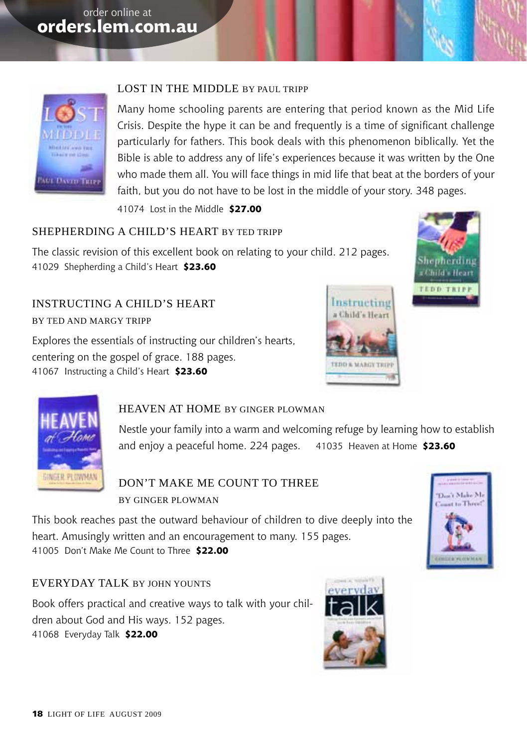order online at **orders.lem.com.au**

## LOST IN THE MIDDLE BY PAUL TRIPP

Many home schooling parents are entering that period known as the Mid Life Crisis. Despite the hype it can be and frequently is a time of significant challenge particularly for fathers. This book deals with this phenomenon biblically. Yet the Bible is able to address any of life's experiences because it was written by the One who made them all. You will face things in mid life that beat at the borders of your faith, but you do not have to be lost in the middle of your story. 348 pages.

41074 Lost in the Middle **$27.00**

## SHEPHERDING A CHILD'S HEART BY TED TRIPP

The classic revision of this excellent book on relating to your child. 212 pages.

41029 Shepherding a Child's Heart **$23.60**

## INSTRUCTING A CHILD'S HEART BY TED AND MARGY TRIPP

Explores the essentials of instructing our children's hearts, centering on the gospel of grace. 188 pages.

41067 Instructing a Child's Heart **$23.60**

## HEAVEN AT HOME BY GINGER PLOWMAN

Nestle your family into a warm and welcoming refuge by learning how to establish and enjoy a peaceful home. 224 pages.

41035 Heaven at Home **$23.60**

## DON'T MAKE ME COUNT TO THREE BY GINGER PLOWMAN

This book reaches past the outward behaviour of children to dive deeply into the heart. Amusingly written and an encouragement to many. 155 pages.

41005 Don't Make Me Count to Three **$22.00**

## EVERYDAY TALK BY JOHN YOUNTS

Book offers practical and creative ways to talk with your children about God and His ways. 152 pages.

41068 Everyday Talk **$22.00**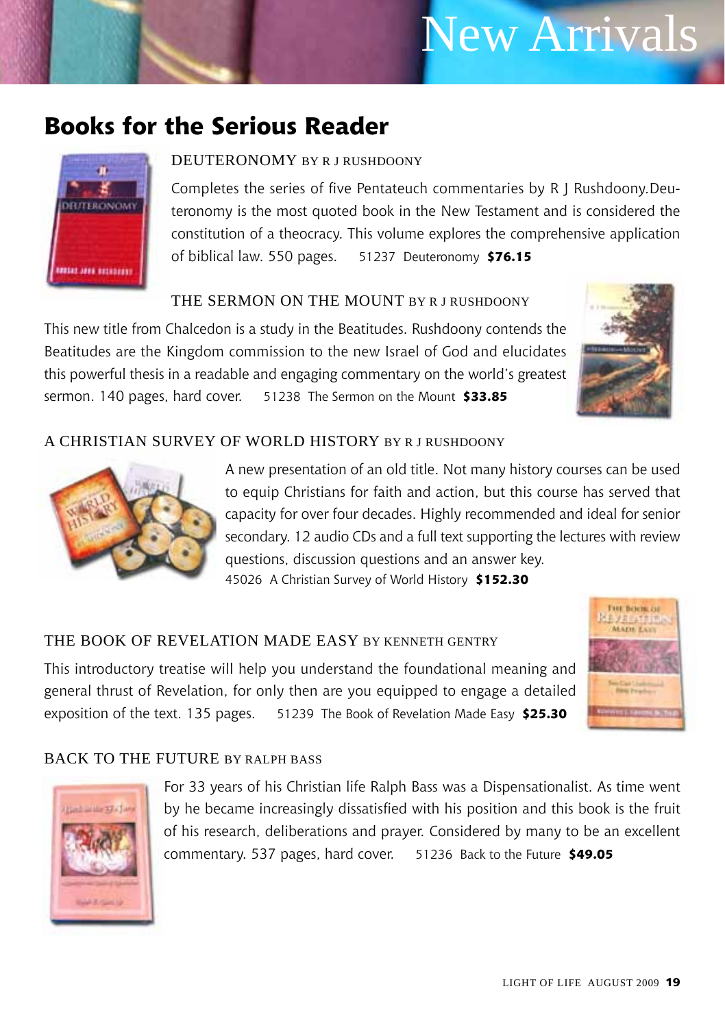# New Arrivals

## Books for the Serious Reader

### DEUTERONOMY BY R J RUSHDOONY

Completes the series of five Pentateuch commentaries by R J Rushdoony. Deuteronomy is the most quoted book in the New Testament and is considered the constitution of a theocracy. This volume explores the comprehensive application of biblical law. 550 pages. 51237 Deuteronomy **$76.15**

### THE SERMON ON THE MOUNT BY R J RUSHDOONY

This new title from Chalcedon is a study in the Beatitudes. Rushdoony contends the Beatitudes are the Kingdom commission to the new Israel of God and elucidates this powerful thesis in a readable and engaging commentary on the world's greatest sermon. 140 pages, hard cover. 51238 The Sermon on the Mount **$33.85**

### A CHRISTIAN SURVEY OF WORLD HISTORY BY R J RUSHDOONY

A new presentation of an old title. Not many history courses can be used to equip Christians for faith and action, but this course has served that capacity for over four decades. Highly recommended and ideal for senior secondary. 12 audio CDs and a full text supporting the lectures with review questions, discussion questions and an answer key.
45026 A Christian Survey of World History **$152.30**

### THE BOOK OF REVELATION MADE EASY BY KENNETH GENTRY

This introductory treatise will help you understand the foundational meaning and general thrust of Revelation, for only then are you equipped to engage a detailed exposition of the text. 135 pages. 51239 The Book of Revelation Made Easy **$25.30**

### BACK TO THE FUTURE BY RALPH BASS

For 33 years of his Christian life Ralph Bass was a Dispensationalist. As time went by he became increasingly dissatisfied with his position and this book is the fruit of his research, deliberations and prayer. Considered by many to be an excellent commentary. 537 pages, hard cover. 51236 Back to the Future **$49.05**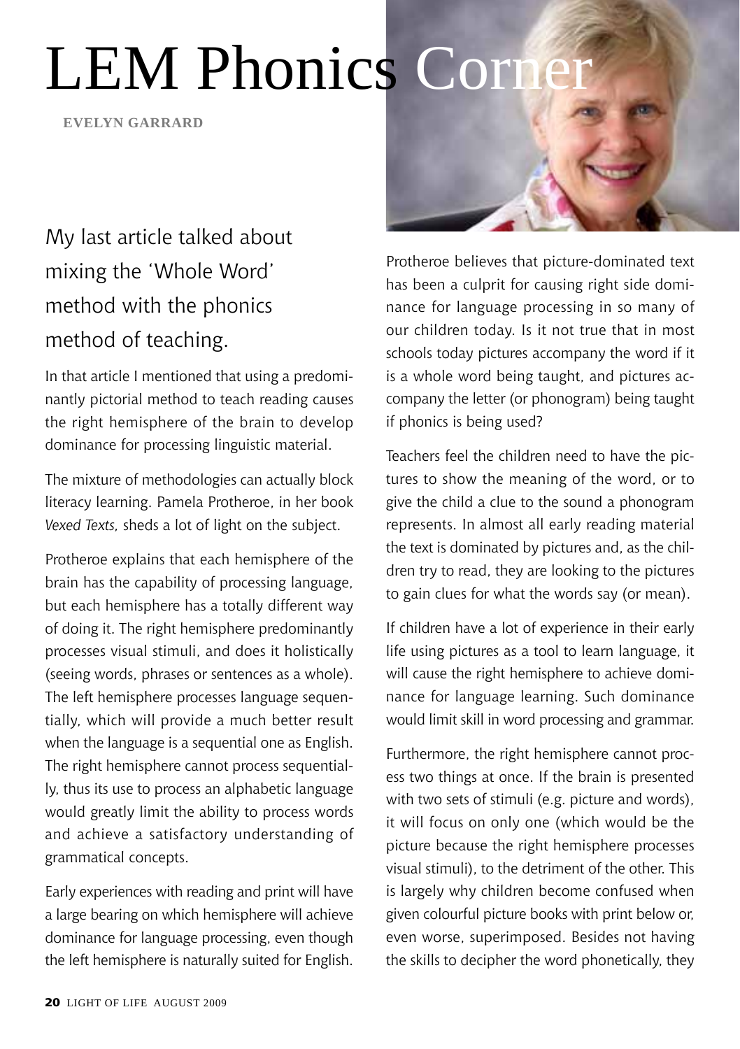# LEM Phonics Corner

**EVELYN GARRARD**

## My last article talked about mixing the 'Whole Word' method with the phonics method of teaching.

In that article I mentioned that using a predominantly pictorial method to teach reading causes the right hemisphere of the brain to develop dominance for processing linguistic material.

The mixture of methodologies can actually block literacy learning. Pamela Protheroe, in her book *Vexed Texts,* sheds a lot of light on the subject.

Protheroe explains that each hemisphere of the brain has the capability of processing language, but each hemisphere has a totally different way of doing it. The right hemisphere predominantly processes visual stimuli, and does it holistically (seeing words, phrases or sentences as a whole). The left hemisphere processes language sequentially, which will provide a much better result when the language is a sequential one as English. The right hemisphere cannot process sequentially, thus its use to process an alphabetic language would greatly limit the ability to process words and achieve a satisfactory understanding of grammatical concepts.

Early experiences with reading and print will have a large bearing on which hemisphere will achieve dominance for language processing, even though the left hemisphere is naturally suited for English.

Protheroe believes that picture-dominated text has been a culprit for causing right side dominance for language processing in so many of our children today. Is it not true that in most schools today pictures accompany the word if it is a whole word being taught, and pictures accompany the letter (or phonogram) being taught if phonics is being used?

Teachers feel the children need to have the pictures to show the meaning of the word, or to give the child a clue to the sound a phonogram represents. In almost all early reading material the text is dominated by pictures and, as the children try to read, they are looking to the pictures to gain clues for what the words say (or mean).

If children have a lot of experience in their early life using pictures as a tool to learn language, it will cause the right hemisphere to achieve dominance for language learning. Such dominance would limit skill in word processing and grammar.

Furthermore, the right hemisphere cannot process two things at once. If the brain is presented with two sets of stimuli (e.g. picture and words), it will focus on only one (which would be the picture because the right hemisphere processes visual stimuli), to the detriment of the other. This is largely why children become confused when given colourful picture books with print below or, even worse, superimposed. Besides not having the skills to decipher the word phonetically, they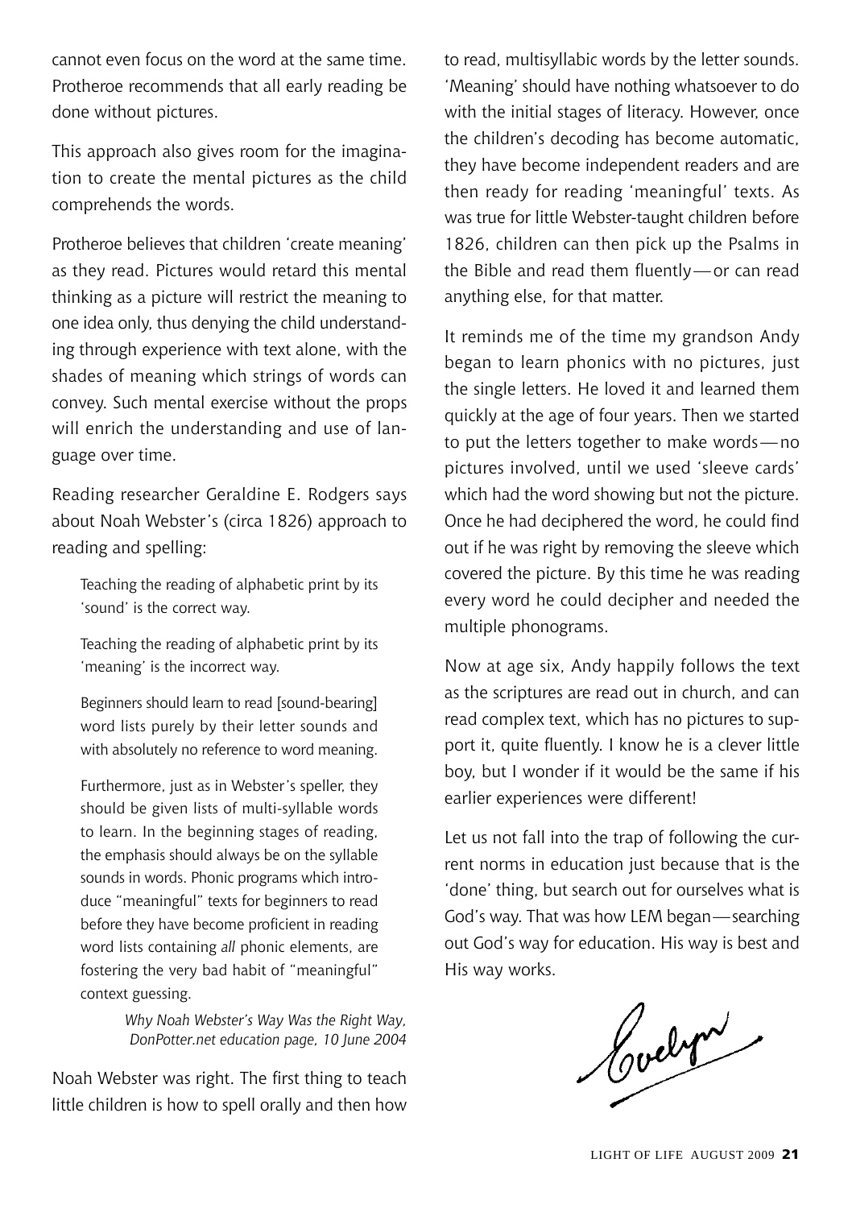cannot even focus on the word at the same time. Protheroe recommends that all early reading be done without pictures.

This approach also gives room for the imagination to create the mental pictures as the child comprehends the words.

Protheroe believes that children 'create meaning' as they read. Pictures would retard this mental thinking as a picture will restrict the meaning to one idea only, thus denying the child understanding through experience with text alone, with the shades of meaning which strings of words can convey. Such mental exercise without the props will enrich the understanding and use of language over time.

Reading researcher Geraldine E. Rodgers says about Noah Webster's (circa 1826) approach to reading and spelling:

> Teaching the reading of alphabetic print by its 'sound' is the correct way.
>
> Teaching the reading of alphabetic print by its 'meaning' is the incorrect way.
>
> Beginners should learn to read [sound-bearing] word lists purely by their letter sounds and with absolutely no reference to word meaning.
>
> Furthermore, just as in Webster's speller, they should be given lists of multi-syllable words to learn. In the beginning stages of reading, the emphasis should always be on the syllable sounds in words. Phonic programs which introduce "meaningful" texts for beginners to read before they have become proficient in reading word lists containing *all* phonic elements, are fostering the very bad habit of "meaningful" context guessing.
>
> *Why Noah Webster's Way Was the Right Way, DonPotter.net education page, 10 June 2004*

Noah Webster was right. The first thing to teach little children is how to spell orally and then how to read, multisyllabic words by the letter sounds. 'Meaning' should have nothing whatsoever to do with the initial stages of literacy. However, once the children's decoding has become automatic, they have become independent readers and are then ready for reading 'meaningful' texts. As was true for little Webster-taught children before 1826, children can then pick up the Psalms in the Bible and read them fluently—or can read anything else, for that matter.

It reminds me of the time my grandson Andy began to learn phonics with no pictures, just the single letters. He loved it and learned them quickly at the age of four years. Then we started to put the letters together to make words—no pictures involved, until we used 'sleeve cards' which had the word showing but not the picture. Once he had deciphered the word, he could find out if he was right by removing the sleeve which covered the picture. By this time he was reading every word he could decipher and needed the multiple phonograms.

Now at age six, Andy happily follows the text as the scriptures are read out in church, and can read complex text, which has no pictures to support it, quite fluently. I know he is a clever little boy, but I wonder if it would be the same if his earlier experiences were different!

Let us not fall into the trap of following the current norms in education just because that is the 'done' thing, but search out for ourselves what is God's way. That was how LEM began—searching out God's way for education. His way is best and His way works.

Evelyn